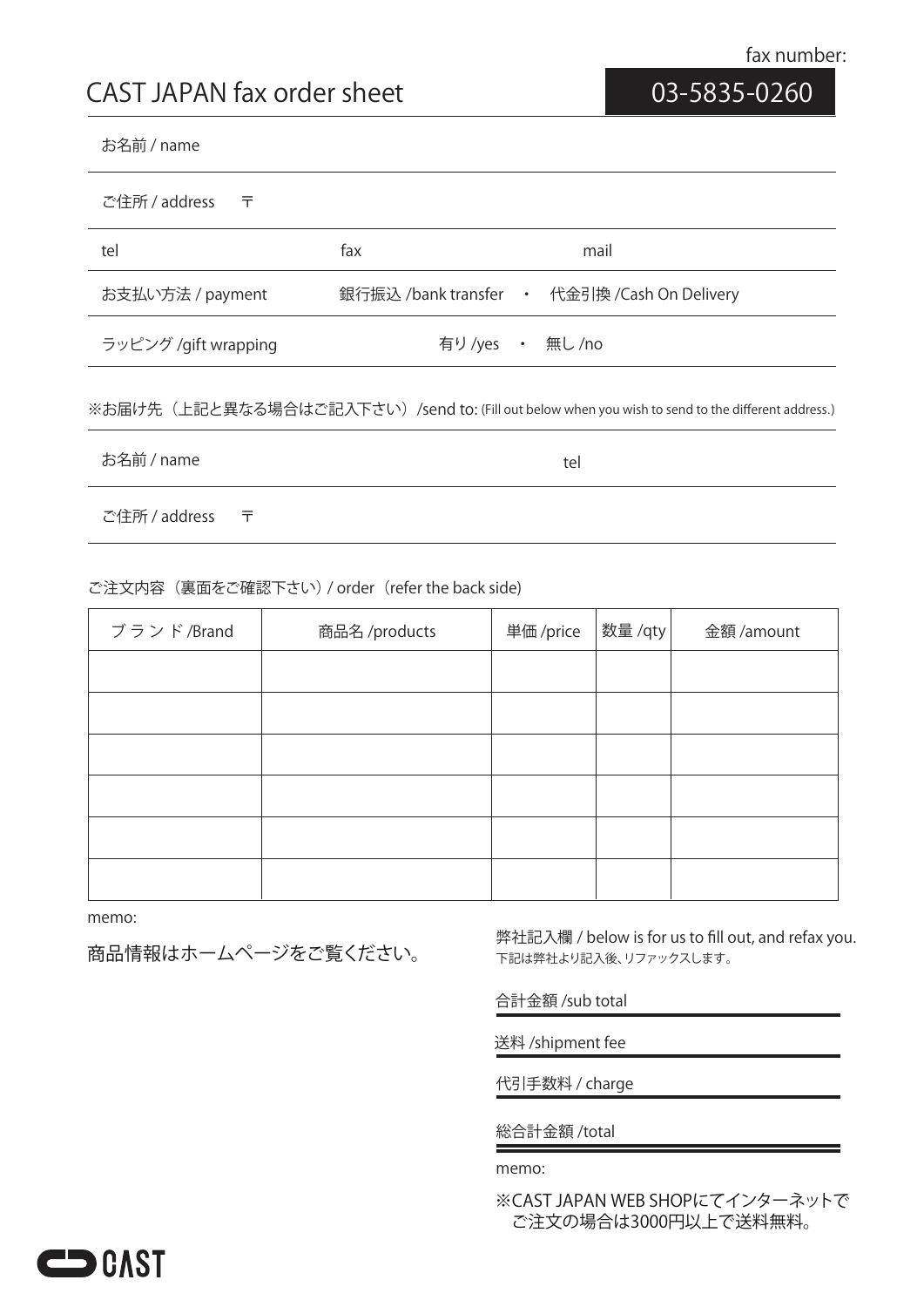# CAST JAPAN fax order sheet

fax number: **03-5835-0260**

お名前 / name

ご住所 / address　〒

tel　　fax　　mail

お支払い方法 / payment　　銀行振込 /bank transfer　・　代金引換 /Cash On Delivery

ラッピング /gift wrapping　　有り /yes　・　無し /no

※お届け先（上記と異なる場合はご記入下さい）/send to: (Fill out below when you wish to send to the different address.)

お名前 / name　　tel

ご住所 / address　〒

ご注文内容（裏面をご確認下さい）/ order（refer the back side)

| ブランド /Brand | 商品名 /products | 単価 /price | 数量 /qty | 金額 /amount |
|---|---|---|---|---|
| | | | | |
| | | | | |
| | | | | |
| | | | | |
| | | | | |
| | | | | |

memo:

商品情報はホームページをご覧ください。

弊社記入欄 / below is for us to fill out, and refax you.
下記は弊社より記入後、リファックスします。

合計金額 /sub total

送料 /shipment fee

代引手数料 / charge

総合計金額 /total

memo:

※CAST JAPAN WEB SHOPにてインターネットで
ご注文の場合は3000円以上で送料無料。

CAST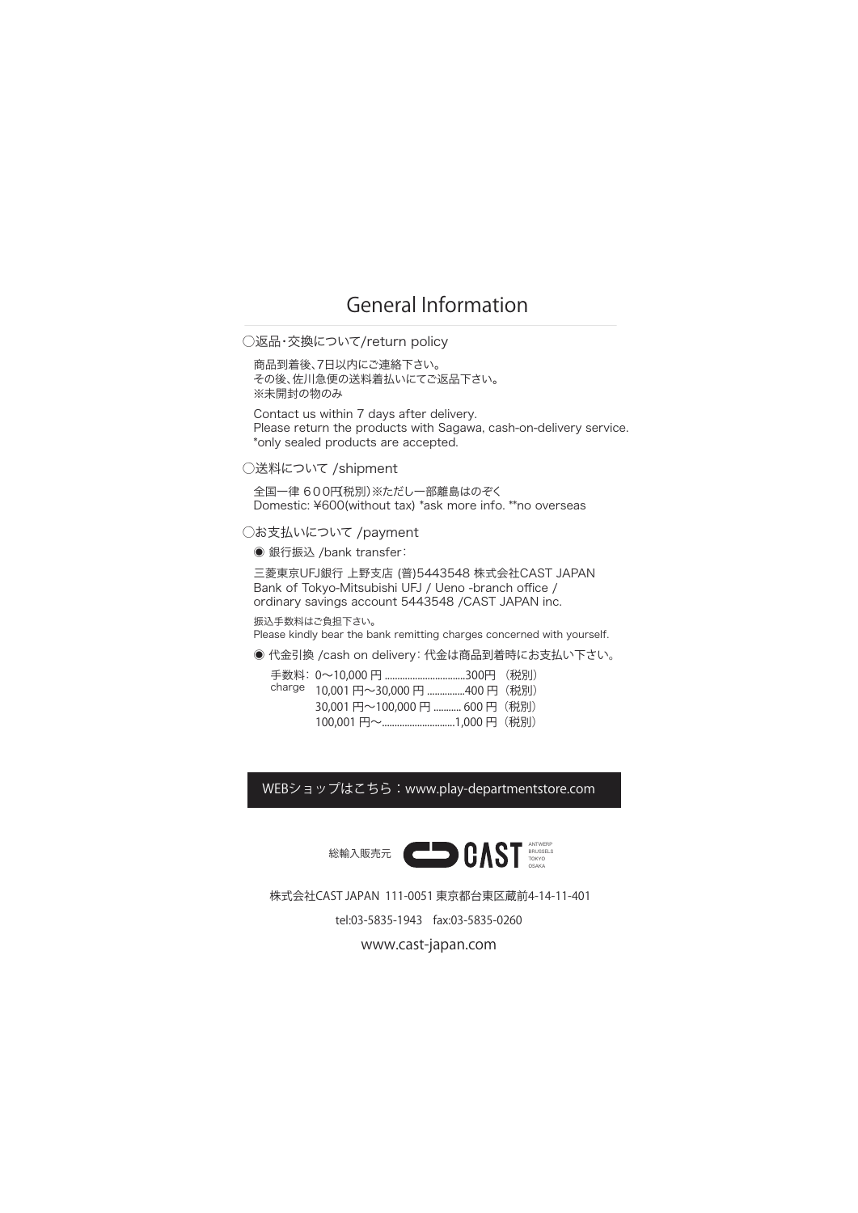# General Information

○返品・交換について/return policy

商品到着後、7日以内にご連絡下さい。
その後、佐川急便の送料着払いにてご返品下さい。
※未開封の物のみ

Contact us within 7 days after delivery.
Please return the products with Sagawa, cash-on-delivery service.
*only sealed products are accepted.

○送料について /shipment

全国一律 600円(税別)※ただし一部離島はのぞく
Domestic: ¥600(without tax) *ask more info. **no overseas

○お支払いについて /payment

◉ 銀行振込 /bank transfer：

三菱東京UFJ銀行 上野支店 (普)5443548 株式会社CAST JAPAN
Bank of Tokyo-Mitsubishi UFJ / Ueno -branch office /
ordinary savings account 5443548 /CAST JAPAN inc.

振込手数料はご負担下さい。
Please kindly bear the bank remitting charges concerned with yourself.

◉ 代金引換 /cash on delivery：代金は商品到着時にお支払い下さい。

手数料：0〜10,000 円 ................................300円（税別）
charge　10,001 円〜30,000 円 ...............400 円（税別）
30,001 円〜100,000 円 ........... 600 円（税別）
100,001 円〜.............................1,000 円（税別）

WEBショップはこちら：www.play-departmentstore.com

総輸入販売元 CAST ANTWERP BRUSSELS TOKYO OSAKA

株式会社CAST JAPAN 111-0051 東京都台東区蔵前4-14-11-401

tel:03-5835-1943　fax:03-5835-0260

www.cast-japan.com